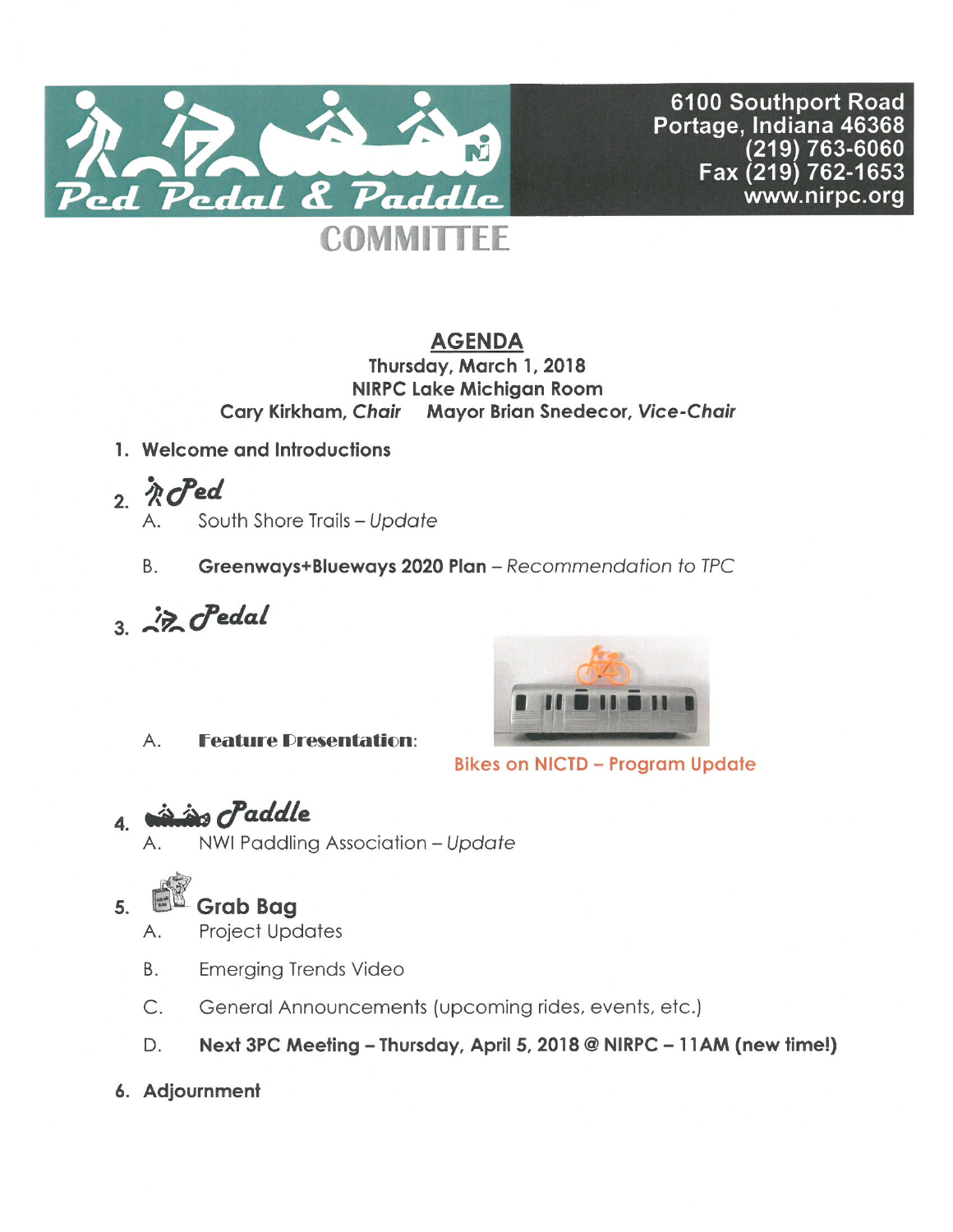# Ped Pedal & Paddle COMMITTEE

6100 Southport Road
Portage, Indiana 46368
(219) 763-6060
Fax (219) 762-1653
www.nirpc.org

## AGENDA

**Thursday, March 1, 2018**
**NIRPC Lake Michigan Room**
**Cary Kirkham, *Chair*   Mayor Brian Snedecor, *Vice-Chair***

1. **Welcome and Introductions**

2. ***Ped***
   - A. South Shore Trails – *Update*
   - B. **Greenways+Blueways 2020 Plan** – *Recommendation to TPC*

3. ***Pedal***
   - A. **Feature Presentation**: Bikes on NICTD – Program Update

4. ***Paddle***
   - A. NWI Paddling Association – *Update*

5. **Grab Bag**
   - A. Project Updates
   - B. Emerging Trends Video
   - C. General Announcements (upcoming rides, events, etc.)
   - D. **Next 3PC Meeting – Thursday, April 5, 2018 @ NIRPC – 11AM (new time!)**

6. **Adjournment**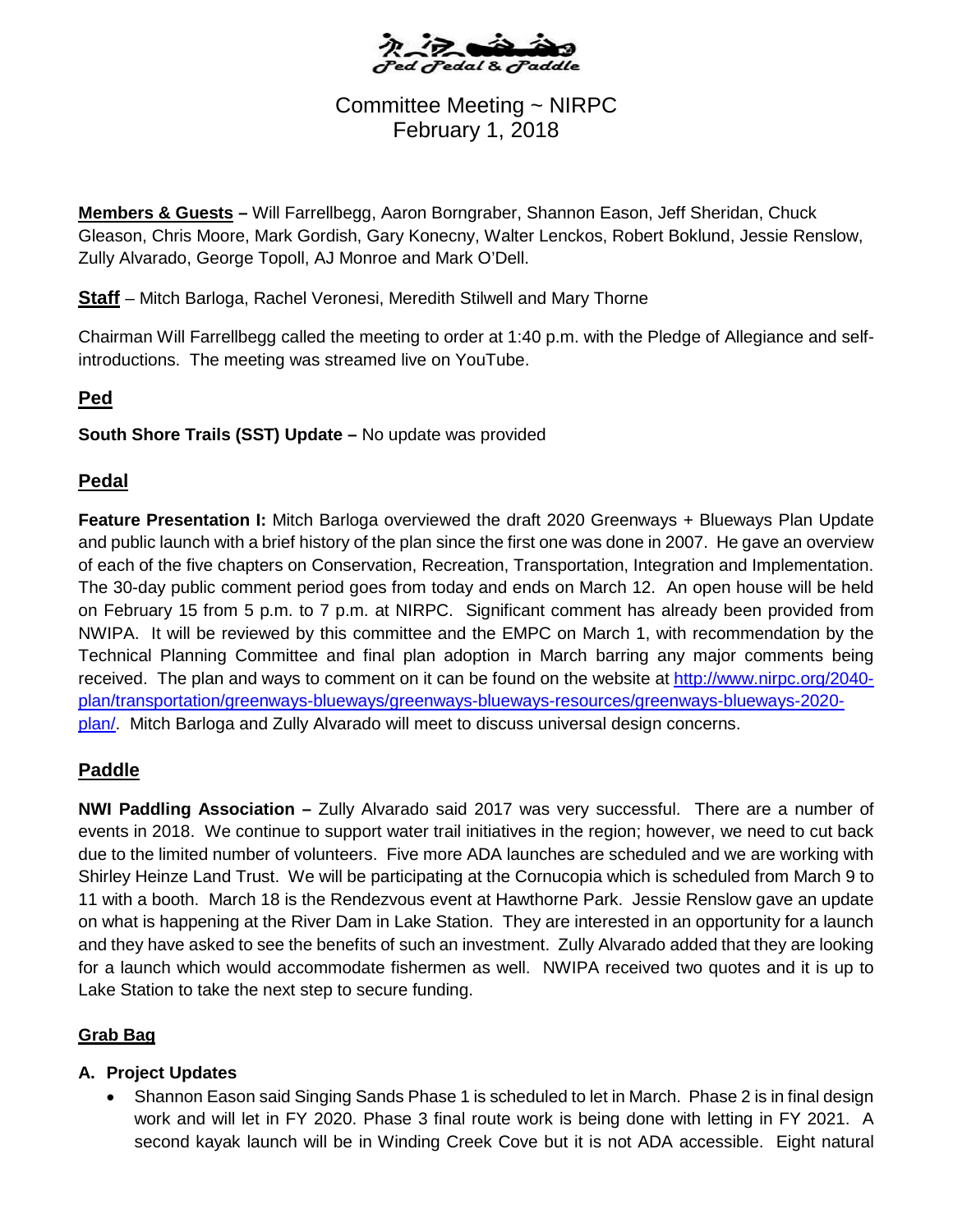Ped Pedal & Paddle

Committee Meeting ~ NIRPC
February 1, 2018

**Members & Guests –** Will Farrellbegg, Aaron Borngraber, Shannon Eason, Jeff Sheridan, Chuck Gleason, Chris Moore, Mark Gordish, Gary Konecny, Walter Lenckos, Robert Boklund, Jessie Renslow, Zully Alvarado, George Topoll, AJ Monroe and Mark O'Dell.

**Staff** – Mitch Barloga, Rachel Veronesi, Meredith Stilwell and Mary Thorne

Chairman Will Farrellbegg called the meeting to order at 1:40 p.m. with the Pledge of Allegiance and self-introductions. The meeting was streamed live on YouTube.

## Ped

**South Shore Trails (SST) Update –** No update was provided

## Pedal

**Feature Presentation I:** Mitch Barloga overviewed the draft 2020 Greenways + Blueways Plan Update and public launch with a brief history of the plan since the first one was done in 2007. He gave an overview of each of the five chapters on Conservation, Recreation, Transportation, Integration and Implementation. The 30-day public comment period goes from today and ends on March 12. An open house will be held on February 15 from 5 p.m. to 7 p.m. at NIRPC. Significant comment has already been provided from NWIPA. It will be reviewed by this committee and the EMPC on March 1, with recommendation by the Technical Planning Committee and final plan adoption in March barring any major comments being received. The plan and ways to comment on it can be found on the website at [http://www.nirpc.org/2040-plan/transportation/greenways-blueways/greenways-blueways-resources/greenways-blueways-2020-plan/](http://www.nirpc.org/2040-plan/transportation/greenways-blueways/greenways-blueways-resources/greenways-blueways-2020-plan/). Mitch Barloga and Zully Alvarado will meet to discuss universal design concerns.

## Paddle

**NWI Paddling Association –** Zully Alvarado said 2017 was very successful. There are a number of events in 2018. We continue to support water trail initiatives in the region; however, we need to cut back due to the limited number of volunteers. Five more ADA launches are scheduled and we are working with Shirley Heinze Land Trust. We will be participating at the Cornucopia which is scheduled from March 9 to 11 with a booth. March 18 is the Rendezvous event at Hawthorne Park. Jessie Renslow gave an update on what is happening at the River Dam in Lake Station. They are interested in an opportunity for a launch and they have asked to see the benefits of such an investment. Zully Alvarado added that they are looking for a launch which would accommodate fishermen as well. NWIPA received two quotes and it is up to Lake Station to take the next step to secure funding.

## Grab Bag

**A. Project Updates**

- Shannon Eason said Singing Sands Phase 1 is scheduled to let in March. Phase 2 is in final design work and will let in FY 2020. Phase 3 final route work is being done with letting in FY 2021. A second kayak launch will be in Winding Creek Cove but it is not ADA accessible. Eight natural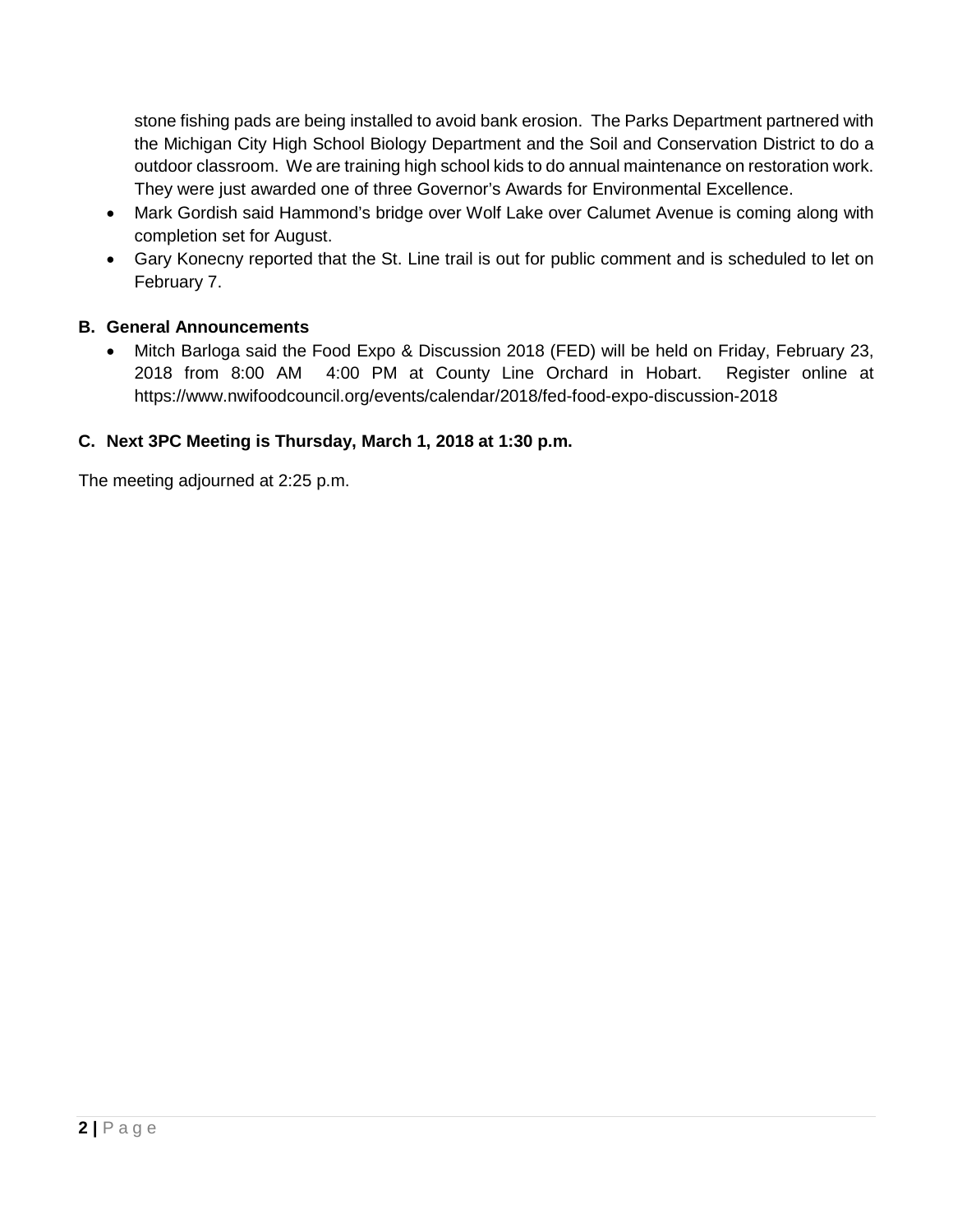stone fishing pads are being installed to avoid bank erosion. The Parks Department partnered with the Michigan City High School Biology Department and the Soil and Conservation District to do a outdoor classroom. We are training high school kids to do annual maintenance on restoration work. They were just awarded one of three Governor's Awards for Environmental Excellence.

- Mark Gordish said Hammond's bridge over Wolf Lake over Calumet Avenue is coming along with completion set for August.
- Gary Konecny reported that the St. Line trail is out for public comment and is scheduled to let on February 7.

### B. General Announcements

- Mitch Barloga said the Food Expo & Discussion 2018 (FED) will be held on Friday, February 23, 2018 from 8:00 AM 4:00 PM at County Line Orchard in Hobart. Register online at https://www.nwifoodcouncil.org/events/calendar/2018/fed-food-expo-discussion-2018

### C. Next 3PC Meeting is Thursday, March 1, 2018 at 1:30 p.m.

The meeting adjourned at 2:25 p.m.